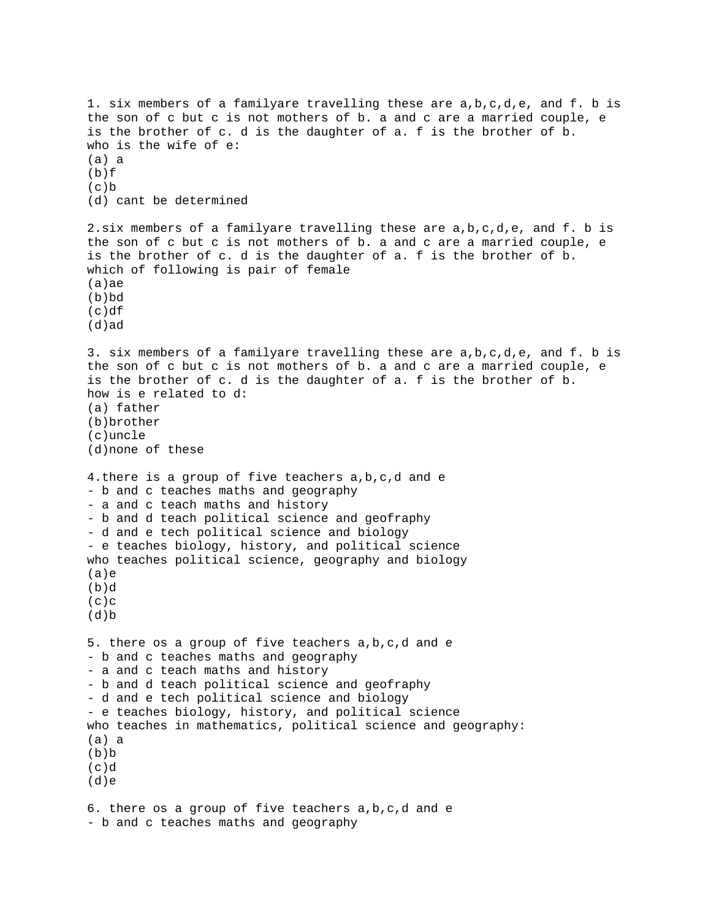1. six members of a familyare travelling these are a,b,c,d,e, and f. b is the son of c but c is not mothers of b. a and c are a married couple, e is the brother of c. d is the daughter of a. f is the brother of b.
who is the wife of e:
(a) a
(b)f
(c)b
(d) cant be determined

2.six members of a familyare travelling these are a,b,c,d,e, and f. b is the son of c but c is not mothers of b. a and c are a married couple, e is the brother of c. d is the daughter of a. f is the brother of b.
which of following is pair of female
(a)ae
(b)bd
(c)df
(d)ad

3. six members of a familyare travelling these are a,b,c,d,e, and f. b is the son of c but c is not mothers of b. a and c are a married couple, e is the brother of c. d is the daughter of a. f is the brother of b.
how is e related to d:
(a) father
(b)brother
(c)uncle
(d)none of these

4.there is a group of five teachers a,b,c,d and e
- b and c teaches maths and geography
- a and c teach maths and history
- b and d teach political science and geofraphy
- d and e tech political science and biology
- e teaches biology, history, and political science

who teaches political science, geography and biology
(a)e
(b)d
(c)c
(d)b

5. there os a group of five teachers a,b,c,d and e
- b and c teaches maths and geography
- a and c teach maths and history
- b and d teach political science and geofraphy
- d and e tech political science and biology
- e teaches biology, history, and political science

who teaches in mathematics, political science and geography:
(a) a
(b)b
(c)d
(d)e

6. there os a group of five teachers a,b,c,d and e
- b and c teaches maths and geography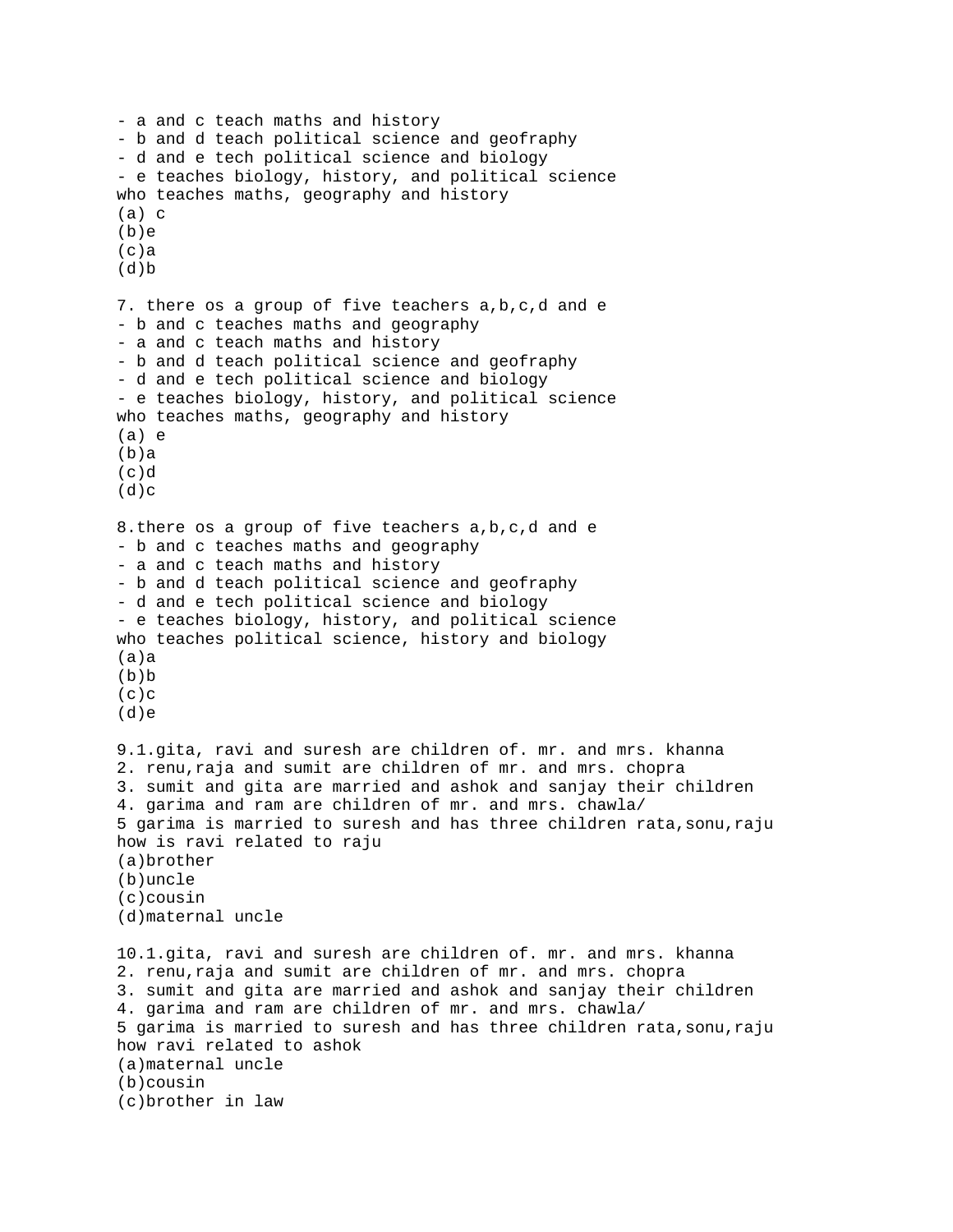- a and c teach maths and history
- b and d teach political science and geofraphy
- d and e tech political science and biology
- e teaches biology, history, and political science

who teaches maths, geography and history

(a) c
(b)e
(c)a
(d)b

7. there os a group of five teachers a,b,c,d and e
- b and c teaches maths and geography
- a and c teach maths and history
- b and d teach political science and geofraphy
- d and e tech political science and biology
- e teaches biology, history, and political science

who teaches maths, geography and history

(a) e
(b)a
(c)d
(d)c

8.there os a group of five teachers a,b,c,d and e
- b and c teaches maths and geography
- a and c teach maths and history
- b and d teach political science and geofraphy
- d and e tech political science and biology
- e teaches biology, history, and political science

who teaches political science, history and biology

(a)a
(b)b
(c)c
(d)e

9.1.gita, ravi and suresh are children of. mr. and mrs. khanna
2. renu,raja and sumit are children of mr. and mrs. chopra
3. sumit and gita are married and ashok and sanjay their children
4. garima and ram are children of mr. and mrs. chawla/
5 garima is married to suresh and has three children rata,sonu,raju
how is ravi related to raju

(a)brother
(b)uncle
(c)cousin
(d)maternal uncle

10.1.gita, ravi and suresh are children of. mr. and mrs. khanna
2. renu,raja and sumit are children of mr. and mrs. chopra
3. sumit and gita are married and ashok and sanjay their children
4. garima and ram are children of mr. and mrs. chawla/
5 garima is married to suresh and has three children rata,sonu,raju
how ravi related to ashok

(a)maternal uncle
(b)cousin
(c)brother in law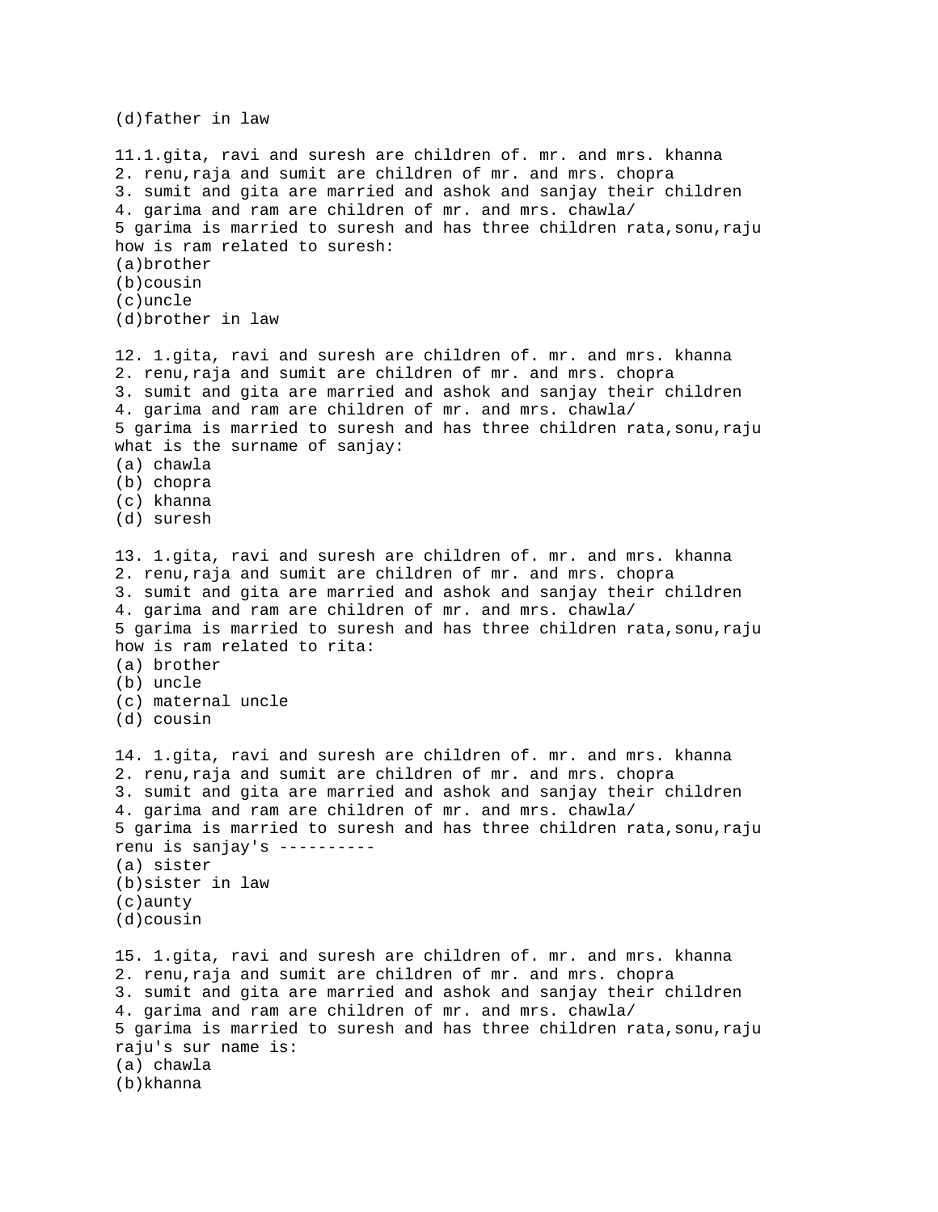(d)father in law

11.1.gita, ravi and suresh are children of. mr. and mrs. khanna
2. renu,raja and sumit are children of mr. and mrs. chopra
3. sumit and gita are married and ashok and sanjay their children
4. garima and ram are children of mr. and mrs. chawla/
5 garima is married to suresh and has three children rata,sonu,raju
how is ram related to suresh:
(a)brother
(b)cousin
(c)uncle
(d)brother in law

12. 1.gita, ravi and suresh are children of. mr. and mrs. khanna
2. renu,raja and sumit are children of mr. and mrs. chopra
3. sumit and gita are married and ashok and sanjay their children
4. garima and ram are children of mr. and mrs. chawla/
5 garima is married to suresh and has three children rata,sonu,raju
what is the surname of sanjay:
(a) chawla
(b) chopra
(c) khanna
(d) suresh

13. 1.gita, ravi and suresh are children of. mr. and mrs. khanna
2. renu,raja and sumit are children of mr. and mrs. chopra
3. sumit and gita are married and ashok and sanjay their children
4. garima and ram are children of mr. and mrs. chawla/
5 garima is married to suresh and has three children rata,sonu,raju
how is ram related to rita:
(a) brother
(b) uncle
(c) maternal uncle
(d) cousin

14. 1.gita, ravi and suresh are children of. mr. and mrs. khanna
2. renu,raja and sumit are children of mr. and mrs. chopra
3. sumit and gita are married and ashok and sanjay their children
4. garima and ram are children of mr. and mrs. chawla/
5 garima is married to suresh and has three children rata,sonu,raju
renu is sanjay's ----------
(a) sister
(b)sister in law
(c)aunty
(d)cousin

15. 1.gita, ravi and suresh are children of. mr. and mrs. khanna
2. renu,raja and sumit are children of mr. and mrs. chopra
3. sumit and gita are married and ashok and sanjay their children
4. garima and ram are children of mr. and mrs. chawla/
5 garima is married to suresh and has three children rata,sonu,raju
raju's sur name is:
(a) chawla
(b)khanna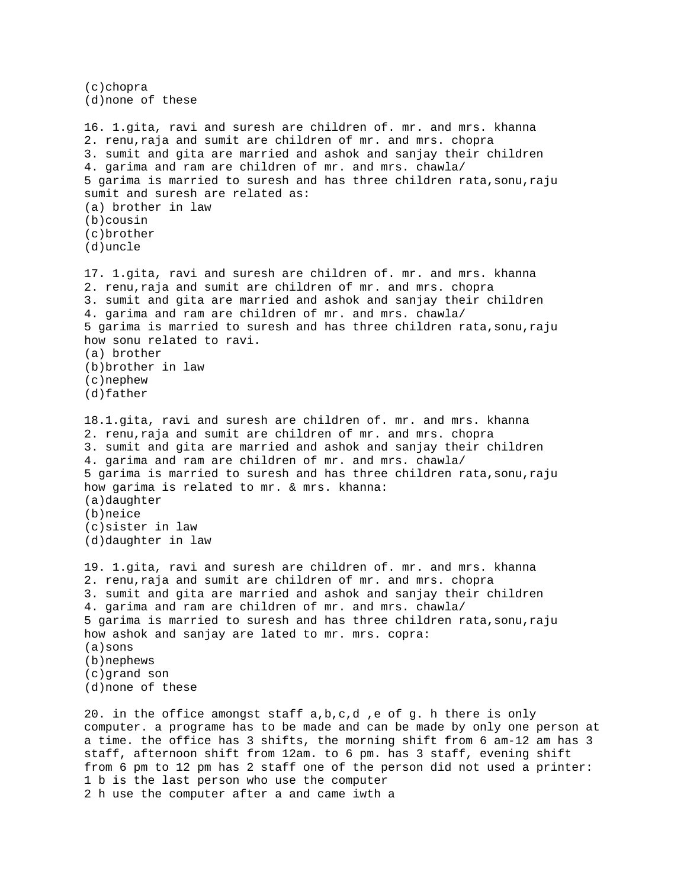(c)chopra
(d)none of these

16. 1.gita, ravi and suresh are children of. mr. and mrs. khanna
2. renu,raja and sumit are children of mr. and mrs. chopra
3. sumit and gita are married and ashok and sanjay their children
4. garima and ram are children of mr. and mrs. chawla/
5 garima is married to suresh and has three children rata,sonu,raju
sumit and suresh are related as:
(a) brother in law
(b)cousin
(c)brother
(d)uncle

17. 1.gita, ravi and suresh are children of. mr. and mrs. khanna
2. renu,raja and sumit are children of mr. and mrs. chopra
3. sumit and gita are married and ashok and sanjay their children
4. garima and ram are children of mr. and mrs. chawla/
5 garima is married to suresh and has three children rata,sonu,raju
how sonu related to ravi.
(a) brother
(b)brother in law
(c)nephew
(d)father

18.1.gita, ravi and suresh are children of. mr. and mrs. khanna
2. renu,raja and sumit are children of mr. and mrs. chopra
3. sumit and gita are married and ashok and sanjay their children
4. garima and ram are children of mr. and mrs. chawla/
5 garima is married to suresh and has three children rata,sonu,raju
how garima is related to mr. & mrs. khanna:
(a)daughter
(b)neice
(c)sister in law
(d)daughter in law

19. 1.gita, ravi and suresh are children of. mr. and mrs. khanna
2. renu,raja and sumit are children of mr. and mrs. chopra
3. sumit and gita are married and ashok and sanjay their children
4. garima and ram are children of mr. and mrs. chawla/
5 garima is married to suresh and has three children rata,sonu,raju
how ashok and sanjay are lated to mr. mrs. copra:
(a)sons
(b)nephews
(c)grand son
(d)none of these

20. in the office amongst staff a,b,c,d ,e of g. h there is only computer. a programe has to be made and can be made by only one person at a time. the office has 3 shifts, the morning shift from 6 am-12 am has 3 staff, afternoon shift from 12am. to 6 pm. has 3 staff, evening shift from 6 pm to 12 pm has 2 staff one of the person did not used a printer:
1 b is the last person who use the computer
2 h use the computer after a and came iwth a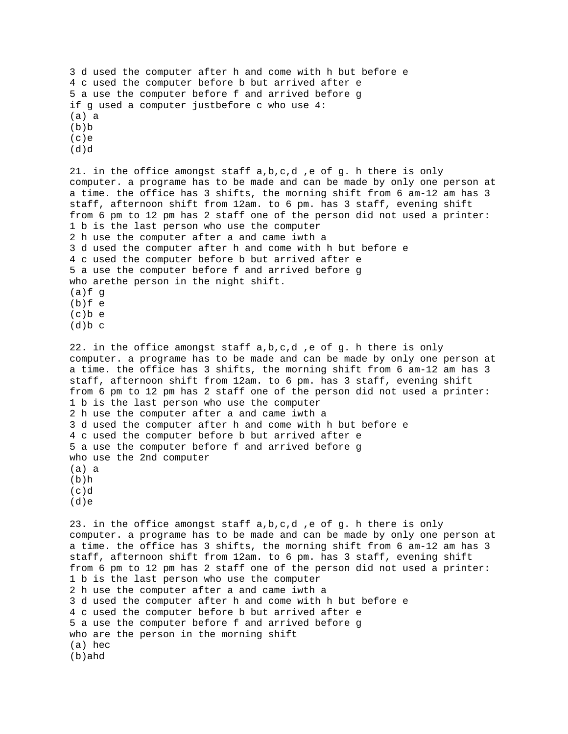3 d used the computer after h and come with h but before e
4 c used the computer before b but arrived after e
5 a use the computer before f and arrived before g
if g used a computer justbefore c who use 4:
(a) a
(b)b
(c)e
(d)d

21. in the office amongst staff a,b,c,d ,e of g. h there is only computer. a programe has to be made and can be made by only one person at a time. the office has 3 shifts, the morning shift from 6 am-12 am has 3 staff, afternoon shift from 12am. to 6 pm. has 3 staff, evening shift from 6 pm to 12 pm has 2 staff one of the person did not used a printer:
1 b is the last person who use the computer
2 h use the computer after a and came iwth a
3 d used the computer after h and come with h but before e
4 c used the computer before b but arrived after e
5 a use the computer before f and arrived before g
who arethe person in the night shift.
(a)f g
(b)f e
(c)b e
(d)b c

22. in the office amongst staff a,b,c,d ,e of g. h there is only computer. a programe has to be made and can be made by only one person at a time. the office has 3 shifts, the morning shift from 6 am-12 am has 3 staff, afternoon shift from 12am. to 6 pm. has 3 staff, evening shift from 6 pm to 12 pm has 2 staff one of the person did not used a printer:
1 b is the last person who use the computer
2 h use the computer after a and came iwth a
3 d used the computer after h and come with h but before e
4 c used the computer before b but arrived after e
5 a use the computer before f and arrived before g
who use the 2nd computer
(a) a
(b)h
(c)d
(d)e

23. in the office amongst staff a,b,c,d ,e of g. h there is only computer. a programe has to be made and can be made by only one person at a time. the office has 3 shifts, the morning shift from 6 am-12 am has 3 staff, afternoon shift from 12am. to 6 pm. has 3 staff, evening shift from 6 pm to 12 pm has 2 staff one of the person did not used a printer:
1 b is the last person who use the computer
2 h use the computer after a and came iwth a
3 d used the computer after h and come with h but before e
4 c used the computer before b but arrived after e
5 a use the computer before f and arrived before g
who are the person in the morning shift
(a) hec
(b)ahd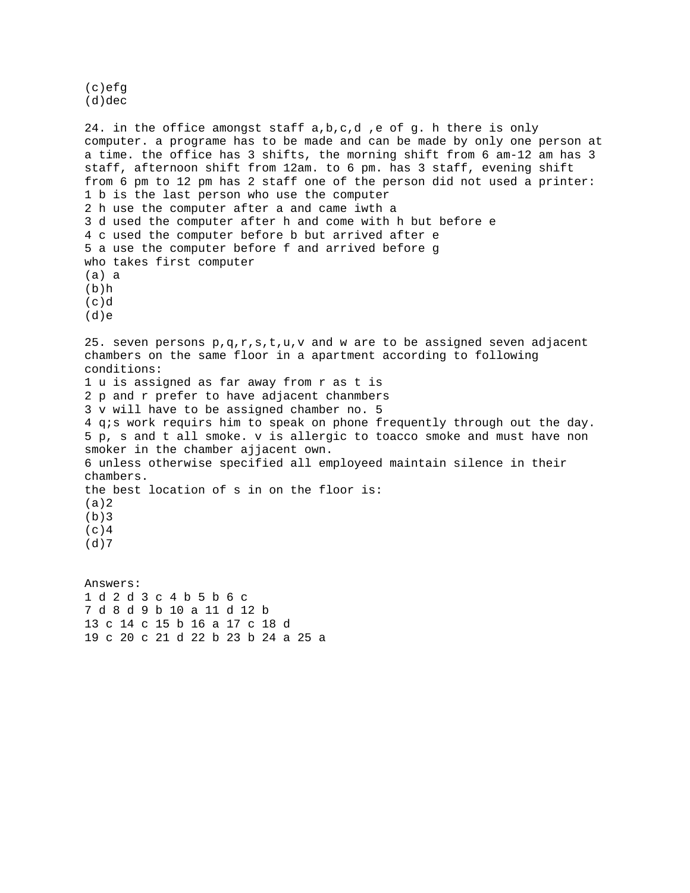(c)efg
(d)dec

24. in the office amongst staff a,b,c,d ,e of g. h there is only computer. a programe has to be made and can be made by only one person at a time. the office has 3 shifts, the morning shift from 6 am-12 am has 3 staff, afternoon shift from 12am. to 6 pm. has 3 staff, evening shift from 6 pm to 12 pm has 2 staff one of the person did not used a printer:
1 b is the last person who use the computer
2 h use the computer after a and came iwth a
3 d used the computer after h and come with h but before e
4 c used the computer before b but arrived after e
5 a use the computer before f and arrived before g
who takes first computer
(a) a
(b)h
(c)d
(d)e

25. seven persons p,q,r,s,t,u,v and w are to be assigned seven adjacent chambers on the same floor in a apartment according to following conditions:
1 u is assigned as far away from r as t is
2 p and r prefer to have adjacent chanmbers
3 v will have to be assigned chamber no. 5
4 q;s work requirs him to speak on phone frequently through out the day.
5 p, s and t all smoke. v is allergic to toacco smoke and must have non smoker in the chamber ajjacent own.
6 unless otherwise specified all employeed maintain silence in their chambers.
the best location of s in on the floor is:
(a)2
(b)3
(c)4
(d)7

Answers:
1 d 2 d 3 c 4 b 5 b 6 c
7 d 8 d 9 b 10 a 11 d 12 b
13 c 14 c 15 b 16 a 17 c 18 d
19 c 20 c 21 d 22 b 23 b 24 a 25 a